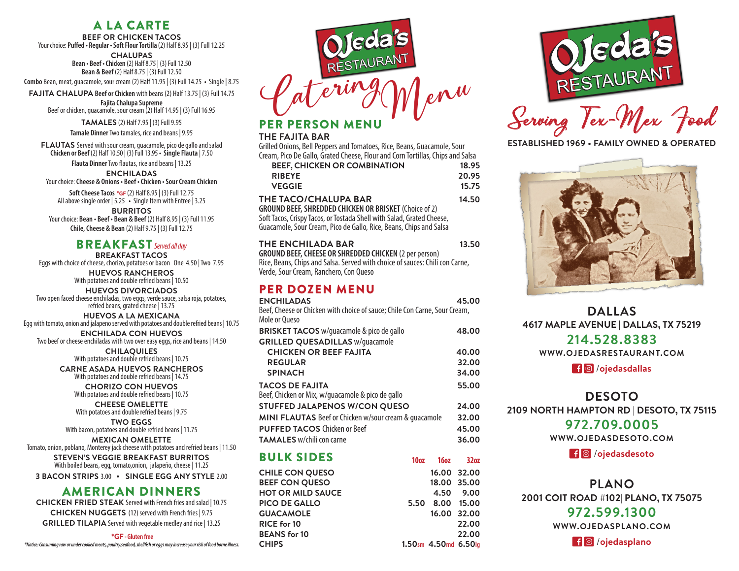## A LA CARTE

**BEEF OR CHICKEN TACOS**
Your choice: **Puffed • Regular • Soft Flour Tortilla** (2) Half 8.95 | (3) Full 12.25

**CHALUPAS**
**Bean • Beef • Chicken** (2) Half 8.75 | (3) Full 12.50
**Bean & Beef** (2) Half 8.75 | (3) Full 12.50
**Combo** Bean, meat, guacamole, sour cream (2) Half 11.95 | (3) Full 14.25 • Single | 8.75

**FAJITA CHALUPA Beef or Chicken** with beans (2) Half 13.75 | (3) Full 14.75
**Fajita Chalupa Supreme**
Beef or chicken, guacamole, sour cream (2) Half 14.95 | (3) Full 16.95

**TAMALES** (2) Half 7.95 | (3) Full 9.95
**Tamale Dinner** Two tamales, rice and beans | 9.95

**FLAUTAS** Served with sour cream, guacamole, pico de gallo and salad
**Chicken or Beef** (2) Half 10.50 | (3) Full 13.95 • **Single Flauta** | 7.50
**Flauta Dinner** Two flautas, rice and beans | 13.25

**ENCHILADAS**
Your choice: **Cheese & Onions • Beef • Chicken • Sour Cream Chicken**
**Soft Cheese Tacos** *GF (2) Half 8.95 | (3) Full 12.75
All above single order | 5.25 • Single Item with Entree | 3.25

**BURRITOS**
Your choice: **Bean • Beef • Bean & Beef** (2) Half 8.95 | (3) Full 11.95
**Chile, Cheese & Bean** (2) Half 9.75 | (3) Full 12.75

## BREAKFAST *Served all day*

**BREAKFAST TACOS**
Eggs with choice of cheese, chorizo, potatoes or bacon One 4.50 | Two 7.95

**HUEVOS RANCHEROS**
With potatoes and double refried beans | 10.50

**HUEVOS DIVORCIADOS**
Two open faced cheese enchiladas, two eggs, verde sauce, salsa roja, potatoes, refried beans, grated cheese | 13.75

**HUEVOS A LA MEXICANA**
Egg with tomato, onion and jalapeno served with potatoes and double refried beans | 10.75

**ENCHILADA CON HUEVOS**
Two beef or cheese enchiladas with two over easy eggs, rice and beans | 14.50

**CHILAQUILES**
With potatoes and double refried beans | 10.75

**CARNE ASADA HUEVOS RANCHEROS**
With potatoes and double refried beans | 14.75

**CHORIZO CON HUEVOS**
With potatoes and double refried beans | 10.75

**CHEESE OMELETTE**
With potatoes and double refried beans | 9.75

**TWO EGGS**
With bacon, potatoes and double refried beans | 11.75

**MEXICAN OMELETTE**
Tomato, onion, poblano, Monterey jack cheese with potatoes and refried beans | 11.50

**STEVEN'S VEGGIE BREAKFAST BURRITOS**
With boiled beans, egg, tomato,onion, jalapeño, cheese | 11.25

**3 BACON STRIPS** 3.00 • **SINGLE EGG ANY STYLE** 2.00

## AMERICAN DINNERS

**CHICKEN FRIED STEAK** Served with French fries and salad | 10.75
**CHICKEN NUGGETS** (12) served with French fries | 9.75
**GRILLED TILAPIA** Served with vegetable medley and rice | 13.25

**\*GF - Gluten free**

*\*Notice: Consuming raw or under cooked meats, poultry,seafood, shellfish or eggs may increase your risk of food borne illness.*

# Ojeda's RESTAURANT Catering Menu

## PER PERSON MENU

### THE FAJITA BAR
Grilled Onions, Bell Peppers and Tomatoes, Rice, Beans, Guacamole, Sour Cream, Pico De Gallo, Grated Cheese, Flour and Corn Tortillas, Chips and Salsa

| | |
|---|---|
| BEEF, CHICKEN OR COMBINATION | 18.95 |
| RIBEYE | 20.95 |
| VEGGIE | 15.75 |

### THE TACO/CHALUPA BAR — 14.50
**GROUND BEEF, SHREDDED CHICKEN OR BRISKET** (Choice of 2)
Soft Tacos, Crispy Tacos, or Tostada Shell with Salad, Grated Cheese, Guacamole, Sour Cream, Pico de Gallo, Rice, Beans, Chips and Salsa

### THE ENCHILADA BAR — 13.50
**GROUND BEEF, CHEESE OR SHREDDED CHICKEN** (2 per person)
Rice, Beans, Chips and Salsa. Served with choice of sauces: Chili con Carne, Verde, Sour Cream, Ranchero, Con Queso

## PER DOZEN MENU

| Item | Price |
|---|---|
| **ENCHILADAS** Beef, Cheese or Chicken with choice of sauce; Chile Con Carne, Sour Cream, Mole or Queso | 45.00 |
| **BRISKET TACOS** w/guacamole & pico de gallo | 48.00 |
| **GRILLED QUESADILLAS** w/guacamole | |
| CHICKEN OR BEEF FAJITA | 40.00 |
| REGULAR | 32.00 |
| SPINACH | 34.00 |
| **TACOS DE FAJITA** Beef, Chicken or Mix, w/guacamole & pico de gallo | 55.00 |
| **STUFFED JALAPENOS W/CON QUESO** | 24.00 |
| **MINI FLAUTAS** Beef or Chicken w/sour cream & guacamole | 32.00 |
| **PUFFED TACOS** Chicken or Beef | 45.00 |
| **TAMALES** w/chili con carne | 36.00 |

## BULK SIDES

| | 10oz | 16oz | 32oz |
|---|---|---|---|
| CHILE CON QUESO | | 16.00 | 32.00 |
| BEEF CON QUESO | | 18.00 | 35.00 |
| HOT OR MILD SAUCE | | 4.50 | 9.00 |
| PICO DE GALLO | 5.50 | 8.00 | 15.00 |
| GUACAMOLE | | 16.00 | 32.00 |
| RICE for 10 | | | 22.00 |
| BEANS for 10 | | | 22.00 |
| CHIPS | 1.50sm | 4.50md | 6.50lg |

# Ojeda's RESTAURANT

## Serving Tex-Mex Food

**ESTABLISHED 1969 • FAMILY OWNED & OPERATED**

### DALLAS
**4617 MAPLE AVENUE | DALLAS, TX 75219**
**214.528.8383**
**WWW.OJEDASRESTAURANT.COM**
/ojedasdallas

### DESOTO
**2109 NORTH HAMPTON RD | DESOTO, TX 75115**
**972.709.0005**
**WWW.OJEDASDESOTO.COM**
/ojedasdesoto

### PLANO
**2001 COIT ROAD #102| PLANO, TX 75075**
**972.599.1300**
**WWW.OJEDASPLANO.COM**
/ojedasplano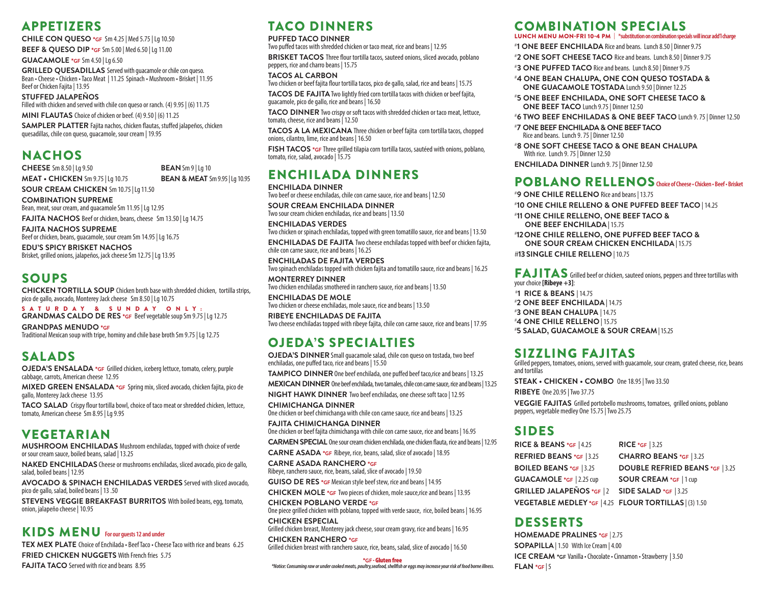## APPETIZERS

**CHILE CON QUESO** *GF Sm 4.25 | Med 5.75 | Lg 10.50

**BEEF & QUESO DIP** *GF Sm 5.00 | Med 6.50 | Lg 11.00

**GUACAMOLE** *GF Sm 4.50 | Lg 6.50

**GRILLED QUESADILLAS** Served with guacamole or chile con queso.
Bean • Cheese • Chicken • Taco Meat | 11.25 Spinach • Mushroom • Brisket | 11.95
Beef or Chicken Fajita | 13.95

**STUFFED JALAPEÑOS**
Filled with chicken and served with chile con queso or ranch. (4) 9.95 | (6) 11.75

**MINI FLAUTAS** Choice of chicken or beef. (4) 9.50 | (6) 11.25

**SAMPLER PLATTER** Fajita nachos, chicken flautas, stuffed jalapeños, chicken quesadillas, chile con queso, guacamole, sour cream | 19.95

## NACHOS

**CHEESE** Sm 8.50 | Lg 9.50

**BEAN** Sm 9 | Lg 10

**MEAT • CHICKEN** Sm 9.75 | Lg 10.75

**BEAN & MEAT** Sm 9.95 | Lg 10.95

**SOUR CREAM CHICKEN** Sm 10.75 | Lg 11.50

**COMBINATION SUPREME**
Bean, meat, sour cream, and guacamole Sm 11.95 | Lg 12.95

**FAJITA NACHOS** Beef or chicken, beans, cheese Sm 13.50 | Lg 14.75

**FAJITA NACHOS SUPREME**
Beef or chicken, beans, guacamole, sour cream Sm 14.95 | Lg 16.75

**EDU'S SPICY BRISKET NACHOS**
Brisket, grilled onions, jalapeños, jack cheese Sm 12.75 | Lg 13.95

## SOUPS

**CHICKEN TORTILLA SOUP** Chicken broth base with shredded chicken, tortilla strips, pico de gallo, avocado, Monterey Jack cheese Sm 8.50 | Lg 10.75

SATURDAY & SUNDAY ONLY:

**GRANDMAS CALDO DE RES** *GF Beef vegetable soup Sm 9.75 | Lg 12.75

**GRANDPAS MENUDO** *GF
Traditional Mexican soup with tripe, hominy and chile base broth Sm 9.75 | Lg 12.75

## SALADS

**OJEDA'S ENSALADA** *GF Grilled chicken, iceberg lettuce, tomato, celery, purple cabbage, carrots, American cheese 12.95

**MIXED GREEN ENSALADA** *GF Spring mix, sliced avocado, chicken fajita, pico de gallo, Monterey Jack cheese 13.95

**TACO SALAD** Crispy flour tortilla bowl, choice of taco meat or shredded chicken, lettuce, tomato, American cheese Sm 8.95 | Lg 9.95

## VEGETARIAN

**MUSHROOM ENCHILADAS** Mushroom enchiladas, topped with choice of verde or sour cream sauce, boiled beans, salad | 13.25

**NAKED ENCHILADAS** Cheese or mushrooms enchiladas, sliced avocado, pico de gallo, salad, boiled beans | 12.95

**AVOCADO & SPINACH ENCHILADAS VERDES** Served with sliced avocado, pico de gallo, salad, boiled beans | 13 .50

**STEVENS VEGGIE BREAKFAST BURRITOS** With boiled beans, egg, tomato, onion, jalapeño cheese | 10.95

## KIDS MENU For our guests 12 and under

**TEX MEX PLATE** Choice of Enchilada • Beef Taco • Cheese Taco with rice and beans 6.25

**FRIED CHICKEN NUGGETS** With French fries 5.75

**FAJITA TACO** Served with rice and beans 8.95

## TACO DINNERS

**PUFFED TACO DINNER**
Two puffed tacos with shredded chicken or taco meat, rice and beans | 12.95

**BRISKET TACOS** Three flour tortilla tacos, sauteed onions, sliced avocado, poblano peppers, rice and charro beans | 15.75

**TACOS AL CARBON**
Two chicken or beef fajita flour tortilla tacos, pico de gallo, salad, rice and beans | 15.75

**TACOS DE FAJITA** Two lightly fried corn tortilla tacos with chicken or beef fajita, guacamole, pico de gallo, rice and beans | 16.50

**TACO DINNER** Two crispy or soft tacos with shredded chicken or taco meat, lettuce, tomato, cheese, rice and beans | 12.50

**TACOS A LA MEXICANA** Three chicken or beef fajita corn tortilla tacos, chopped onions, cilantro, lime, rice and beans | 16.50

**FISH TACOS** *GF Three grilled tilapia corn tortilla tacos, sautéed with onions, poblano, tomato, rice, salad, avocado | 15.75

## ENCHILADA DINNERS

**ENCHILADA DINNER**
Two beef or cheese enchiladas, chile con carne sauce, rice and beans | 12.50

**SOUR CREAM ENCHILADA DINNER**
Two sour cream chicken enchiladas, rice and beans | 13.50

**ENCHILADAS VERDES**
Two chicken or spinach enchiladas, topped with green tomatillo sauce, rice and beans | 13.50

**ENCHILADAS DE FAJITA** Two cheese enchiladas topped with beef or chicken fajita, chile con carne sauce, rice and beans | 16.25

**ENCHILADAS DE FAJITA VERDES**
Two spinach enchiladas topped with chicken fajita and tomatillo sauce, rice and beans | 16.25

**MONTERREY DINNER**
Two chicken enchiladas smothered in ranchero sauce, rice and beans | 13.50

**ENCHILADAS DE MOLE**
Two chicken or cheese enchiladas, mole sauce, rice and beans | 13.50

**RIBEYE ENCHILADAS DE FAJITA**
Two cheese enchiladas topped with ribeye fajita, chile con carne sauce, rice and beans | 17.95

## OJEDA'S SPECIALTIES

**OJEDA'S DINNER** Small guacamole salad, chile con queso on tostada, two beef enchiladas, one puffed taco, rice and beans | 15.50

**TAMPICO DINNER** One beef enchilada, one puffed beef taco,rice and beans | 13.25

**MEXICAN DINNER** One beef enchilada, two tamales, chile con carne sauce, rice and beans | 13.25

**NIGHT HAWK DINNER** Two beef enchiladas, one cheese soft taco | 12.95

**CHIMICHANGA DINNER**
One chicken or beef chimichanga with chile con carne sauce, rice and beans | 13.25

**FAJITA CHIMICHANGA DINNER**
One chicken or beef fajita chimichanga with chile con carne sauce, rice and beans | 16.95

**CARMEN SPECIAL** One sour cream chicken enchilada, one chicken flauta, rice and beans | 12.95

**CARNE ASADA** *GF Ribeye, rice, beans, salad, slice of avocado | 18.95

**CARNE ASADA RANCHERO** *GF
Ribeye, ranchero sauce, rice, beans, salad, slice of avocado | 19.50

**GUISO DE RES** *GF Mexican style beef stew, rice and beans | 14.95

**CHICKEN MOLE** *GF Two pieces of chicken, mole sauce,rice and beans | 13.95

**CHICKEN POBLANO VERDE** *GF
One piece grilled chicken with poblano, topped with verde sauce, rice, boiled beans | 16.95

**CHICKEN ESPECIAL**
Grilled chicken breast, Monterey jack cheese, sour cream gravy, rice and beans | 16.95

**CHICKEN RANCHERO** *GF
Grilled chicken breast with ranchero sauce, rice, beans, salad, slice of avocado | 16.50

*GF - Gluten free

*Notice: Consuming raw or under cooked meats, poultry,seafood, shellfish or eggs may increase your risk of food borne illness.*

## COMBINATION SPECIALS

LUNCH MENU MON-FRI 10-4 PM | *substitution on combination specials will incur add'l charge

#**1 ONE BEEF ENCHILADA** Rice and beans. Lunch 8.50 | Dinner 9.75

#**2 ONE SOFT CHEESE TACO** Rice and beans. Lunch 8.50 | Dinner 9.75

#**3 ONE PUFFED TACO** Rice and beans. Lunch 8.50 | Dinner 9.75

#**4 ONE BEAN CHALUPA, ONE CON QUESO TOSTADA & ONE GUACAMOLE TOSTADA** Lunch 9.50 | Dinner 12.25

#**5 ONE BEEF ENCHILADA, ONE SOFT CHEESE TACO & ONE BEEF TACO** Lunch 9.75 | Dinner 12.50

#**6 TWO BEEF ENCHILADAS & ONE BEEF TACO** Lunch 9. 75 | Dinner 12.50

#**7 ONE BEEF ENCHILADA & ONE BEEF TACO**
Rice and beans. Lunch 9. 75 | Dinner 12.50

#**8 ONE SOFT CHEESE TACO & ONE BEAN CHALUPA**
With rice. Lunch 9. 75 | Dinner 12.50

**ENCHILADA DINNER** Lunch 9. 75 | Dinner 12.50

## POBLANO RELLENOS Choice of Cheese • Chicken • Beef • Brisket

#**9 ONE CHILE RELLENO** Rice and beans | 13.75

#**10 ONE CHILE RELLENO & ONE PUFFED BEEF TACO** | 14.25

#**11 ONE CHILE RELLENO, ONE BEEF TACO & ONE BEEF ENCHILADA** | 15.75

#**12 ONE CHILE RELLENO, ONE PUFFED BEEF TACO & ONE SOUR CREAM CHICKEN ENCHILADA** | 15.75

#**13 SINGLE CHILE RELLENO** | 10.75

## FAJITAS Grilled beef or chicken, sauteed onions, peppers and three tortillas with your choice [Ribeye +3]:

#**1 RICE & BEANS** | 14.75

#**2 ONE BEEF ENCHILADA** | 14.75

#**3 ONE BEAN CHALUPA** | 14.75

#**4 ONE CHILE RELLENO** | 15.75

#**5 SALAD, GUACAMOLE & SOUR CREAM** | 15.25

## SIZZLING FAJITAS

Grilled peppers, tomatoes, onions, served with guacamole, sour cream, grated cheese, rice, beans and tortillas

**STEAK • CHICKEN • COMBO** One 18.95 | Two 33.50

**RIBEYE** One 20.95 | Two 37.75

**VEGGIE FAJITAS** Grilled portobello mushrooms, tomatoes, grilled onions, poblano peppers, vegetable medley One 15.75 | Two 25.75

## SIDES

**RICE & BEANS** *GF | 4.25

**RICE** *GF | 3.25

**REFRIED BEANS** *GF | 3.25

**CHARRO BEANS** *GF | 3.25

**BOILED BEANS** *GF | 3.25

**DOUBLE REFRIED BEANS** *GF | 3.25

**GUACAMOLE** *GF | 2.25 cup

**SOUR CREAM** *GF | 1 cup

**GRILLED JALAPEÑOS** *GF | 2

**SIDE SALAD** *GF | 3.25

**VEGETABLE MEDLEY** *GF | 4.25

**FLOUR TORTILLAS** | (3) 1.50

## DESSERTS

**HOMEMADE PRALINES** *GF | 2.75

**SOPAPILLA** | 1.50 With Ice Cream | 4.00

**ICE CREAM** *GF Vanilla • Chocolate • Cinnamon • Strawberry | 3.50

**FLAN** *GF | 5